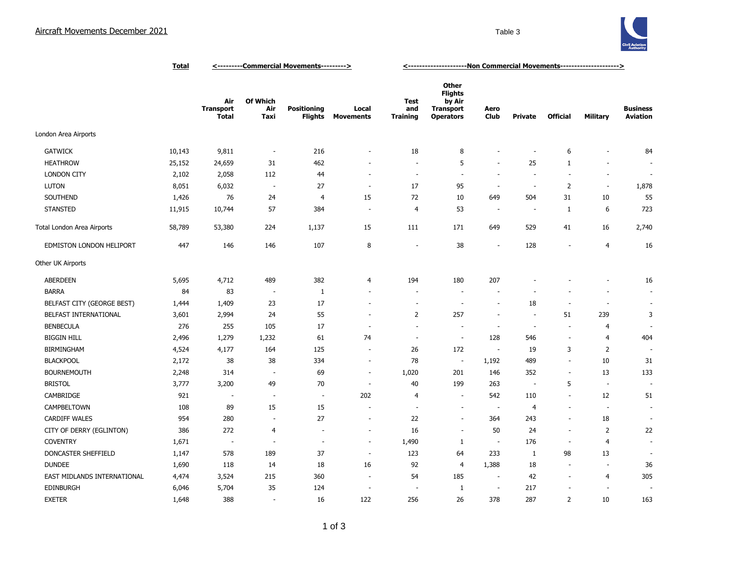# Aircraft Movements December 2021

Table 3

| | Total | <---------Commercial Movements---------> | | | | <---------------------Non Commercial Movements---------------------> | | | | | | |
|---|---|---|---|---|---|---|---|---|---|---|---|---|
| | | Air Transport Total | Of Which Air Taxi | Positioning Flights | Local Movements | Test and Training | Other Flights by Air Transport Operators | Aero Club | Private | Official | Military | Business Aviation |
| London Area Airports | | | | | | | | | | | | |
| GATWICK | 10,143 | 9,811 | - | 216 | - | 18 | 8 | - | - | 6 | - | 84 |
| HEATHROW | 25,152 | 24,659 | 31 | 462 | - | - | 5 | - | 25 | 1 | - | - |
| LONDON CITY | 2,102 | 2,058 | 112 | 44 | - | - | - | - | - | - | - | - |
| LUTON | 8,051 | 6,032 | - | 27 | - | 17 | 95 | - | - | 2 | - | 1,878 |
| SOUTHEND | 1,426 | 76 | 24 | 4 | 15 | 72 | 10 | 649 | 504 | 31 | 10 | 55 |
| STANSTED | 11,915 | 10,744 | 57 | 384 | - | 4 | 53 | - | - | 1 | 6 | 723 |
| Total London Area Airports | 58,789 | 53,380 | 224 | 1,137 | 15 | 111 | 171 | 649 | 529 | 41 | 16 | 2,740 |
| EDMISTON LONDON HELIPORT | 447 | 146 | 146 | 107 | 8 | - | 38 | - | 128 | - | 4 | 16 |
| Other UK Airports | | | | | | | | | | | | |
| ABERDEEN | 5,695 | 4,712 | 489 | 382 | 4 | 194 | 180 | 207 | - | - | - | 16 |
| BARRA | 84 | 83 | - | 1 | - | - | - | - | - | - | - | - |
| BELFAST CITY (GEORGE BEST) | 1,444 | 1,409 | 23 | 17 | - | - | - | - | 18 | - | - | - |
| BELFAST INTERNATIONAL | 3,601 | 2,994 | 24 | 55 | - | 2 | 257 | - | - | 51 | 239 | 3 |
| BENBECULA | 276 | 255 | 105 | 17 | - | - | - | - | - | - | 4 | - |
| BIGGIN HILL | 2,496 | 1,279 | 1,232 | 61 | 74 | - | - | 128 | 546 | - | 4 | 404 |
| BIRMINGHAM | 4,524 | 4,177 | 164 | 125 | - | 26 | 172 | - | 19 | 3 | 2 | - |
| BLACKPOOL | 2,172 | 38 | 38 | 334 | - | 78 | - | 1,192 | 489 | - | 10 | 31 |
| BOURNEMOUTH | 2,248 | 314 | - | 69 | - | 1,020 | 201 | 146 | 352 | - | 13 | 133 |
| BRISTOL | 3,777 | 3,200 | 49 | 70 | - | 40 | 199 | 263 | - | 5 | - | - |
| CAMBRIDGE | 921 | - | - | - | 202 | 4 | - | 542 | 110 | - | 12 | 51 |
| CAMPBELTOWN | 108 | 89 | 15 | 15 | - | - | - | - | 4 | - | - | - |
| CARDIFF WALES | 954 | 280 | - | 27 | - | 22 | - | 364 | 243 | - | 18 | - |
| CITY OF DERRY (EGLINTON) | 386 | 272 | 4 | - | - | 16 | - | 50 | 24 | - | 2 | 22 |
| COVENTRY | 1,671 | - | - | - | - | 1,490 | 1 | - | 176 | - | 4 | - |
| DONCASTER SHEFFIELD | 1,147 | 578 | 189 | 37 | - | 123 | 64 | 233 | 1 | 98 | 13 | - |
| DUNDEE | 1,690 | 118 | 14 | 18 | 16 | 92 | 4 | 1,388 | 18 | - | - | 36 |
| EAST MIDLANDS INTERNATIONAL | 4,474 | 3,524 | 215 | 360 | - | 54 | 185 | - | 42 | - | 4 | 305 |
| EDINBURGH | 6,046 | 5,704 | 35 | 124 | - | - | 1 | - | 217 | - | - | - |
| EXETER | 1,648 | 388 | - | 16 | 122 | 256 | 26 | 378 | 287 | 2 | 10 | 163 |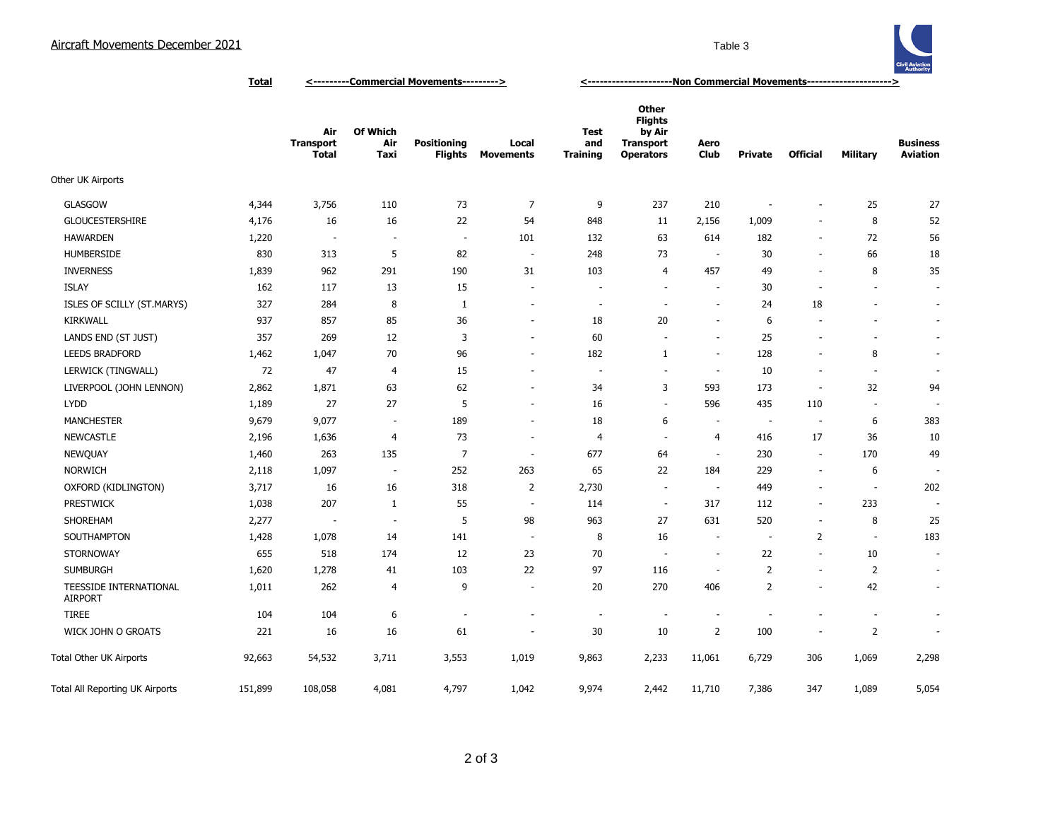Aircraft Movements December 2021

Table 3

| | Total | <---------Commercial Movements---------> | | | | <---------------------Non Commercial Movements---------------------> | | | | | | |
|---|---|---|---|---|---|---|---|---|---|---|---|---|
| | | Air Transport Total | Of Which Air Taxi | Positioning Flights | Local Movements | Test and Training | Other Flights by Air Transport Operators | Aero Club | Private | Official | Military | Business Aviation |
| Other UK Airports | | | | | | | | | | | | |
| GLASGOW | 4,344 | 3,756 | 110 | 73 | 7 | 9 | 237 | 210 | - | - | 25 | 27 |
| GLOUCESTERSHIRE | 4,176 | 16 | 16 | 22 | 54 | 848 | 11 | 2,156 | 1,009 | - | 8 | 52 |
| HAWARDEN | 1,220 | - | - | - | 101 | 132 | 63 | 614 | 182 | - | 72 | 56 |
| HUMBERSIDE | 830 | 313 | 5 | 82 | - | 248 | 73 | - | 30 | - | 66 | 18 |
| INVERNESS | 1,839 | 962 | 291 | 190 | 31 | 103 | 4 | 457 | 49 | - | 8 | 35 |
| ISLAY | 162 | 117 | 13 | 15 | - | - | - | - | 30 | - | - | - |
| ISLES OF SCILLY (ST.MARYS) | 327 | 284 | 8 | 1 | - | - | - | - | 24 | 18 | - | - |
| KIRKWALL | 937 | 857 | 85 | 36 | - | 18 | 20 | - | 6 | - | - | - |
| LANDS END (ST JUST) | 357 | 269 | 12 | 3 | - | 60 | - | - | 25 | - | - | - |
| LEEDS BRADFORD | 1,462 | 1,047 | 70 | 96 | - | 182 | 1 | - | 128 | - | 8 | - |
| LERWICK (TINGWALL) | 72 | 47 | 4 | 15 | - | - | - | - | 10 | - | - | - |
| LIVERPOOL (JOHN LENNON) | 2,862 | 1,871 | 63 | 62 | - | 34 | 3 | 593 | 173 | - | 32 | 94 |
| LYDD | 1,189 | 27 | 27 | 5 | - | 16 | - | 596 | 435 | 110 | - | - |
| MANCHESTER | 9,679 | 9,077 | - | 189 | - | 18 | 6 | - | - | - | 6 | 383 |
| NEWCASTLE | 2,196 | 1,636 | 4 | 73 | - | 4 | - | 4 | 416 | 17 | 36 | 10 |
| NEWQUAY | 1,460 | 263 | 135 | 7 | - | 677 | 64 | - | 230 | - | 170 | 49 |
| NORWICH | 2,118 | 1,097 | - | 252 | 263 | 65 | 22 | 184 | 229 | - | 6 | - |
| OXFORD (KIDLINGTON) | 3,717 | 16 | 16 | 318 | 2 | 2,730 | - | - | 449 | - | - | 202 |
| PRESTWICK | 1,038 | 207 | 1 | 55 | - | 114 | - | 317 | 112 | - | 233 | - |
| SHOREHAM | 2,277 | - | - | 5 | 98 | 963 | 27 | 631 | 520 | - | 8 | 25 |
| SOUTHAMPTON | 1,428 | 1,078 | 14 | 141 | - | 8 | 16 | - | - | 2 | - | 183 |
| STORNOWAY | 655 | 518 | 174 | 12 | 23 | 70 | - | - | 22 | - | 10 | - |
| SUMBURGH | 1,620 | 1,278 | 41 | 103 | 22 | 97 | 116 | - | 2 | - | 2 | - |
| TEESSIDE INTERNATIONAL AIRPORT | 1,011 | 262 | 4 | 9 | - | 20 | 270 | 406 | 2 | - | 42 | - |
| TIREE | 104 | 104 | 6 | - | - | - | - | - | - | - | - | - |
| WICK JOHN O GROATS | 221 | 16 | 16 | 61 | - | 30 | 10 | 2 | 100 | - | 2 | - |
| Total Other UK Airports | 92,663 | 54,532 | 3,711 | 3,553 | 1,019 | 9,863 | 2,233 | 11,061 | 6,729 | 306 | 1,069 | 2,298 |
| Total All Reporting UK Airports | 151,899 | 108,058 | 4,081 | 4,797 | 1,042 | 9,974 | 2,442 | 11,710 | 7,386 | 347 | 1,089 | 5,054 |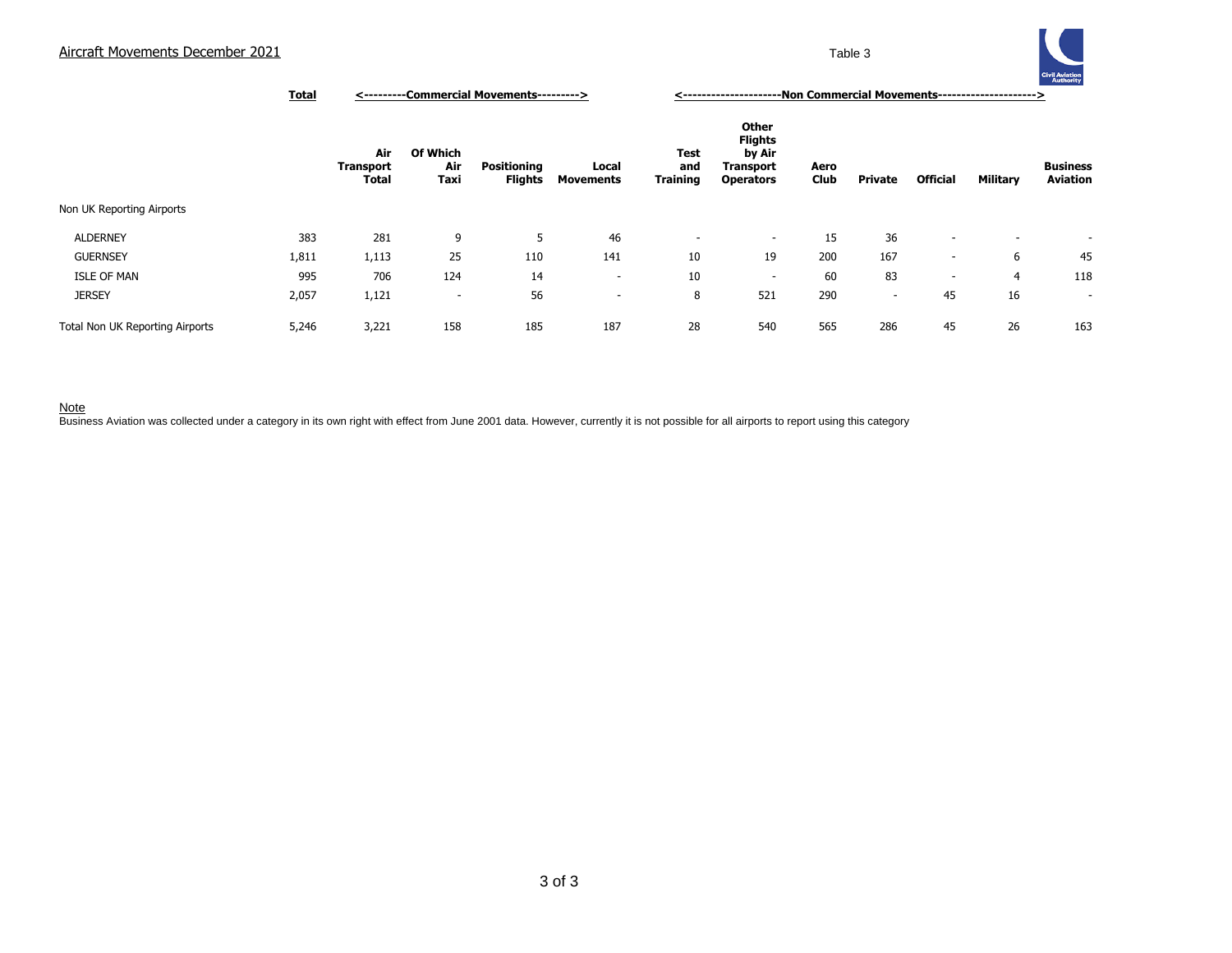Aircraft Movements December 2021

Table 3

| | Total | <---------Commercial Movements---------> | | | | <---------------------Non Commercial Movements---------------------> | | | | | | |
|---|---|---|---|---|---|---|---|---|---|---|---|---|
| | | Air Transport Total | Of Which Air Taxi | Positioning Flights | Local Movements | Test and Training | Other Flights by Air Transport Operators | Aero Club | Private | Official | Military | Business Aviation |
| Non UK Reporting Airports | | | | | | | | | | | | |
| ALDERNEY | 383 | 281 | 9 | 5 | 46 | - | - | 15 | 36 | - | - | - |
| GUERNSEY | 1,811 | 1,113 | 25 | 110 | 141 | 10 | 19 | 200 | 167 | - | 6 | 45 |
| ISLE OF MAN | 995 | 706 | 124 | 14 | - | 10 | - | 60 | 83 | - | 4 | 118 |
| JERSEY | 2,057 | 1,121 | - | 56 | - | 8 | 521 | 290 | - | 45 | 16 | - |
| Total Non UK Reporting Airports | 5,246 | 3,221 | 158 | 185 | 187 | 28 | 540 | 565 | 286 | 45 | 26 | 163 |

Note

Business Aviation was collected under a category in its own right with effect from June 2001 data. However, currently it is not possible for all airports to report using this category